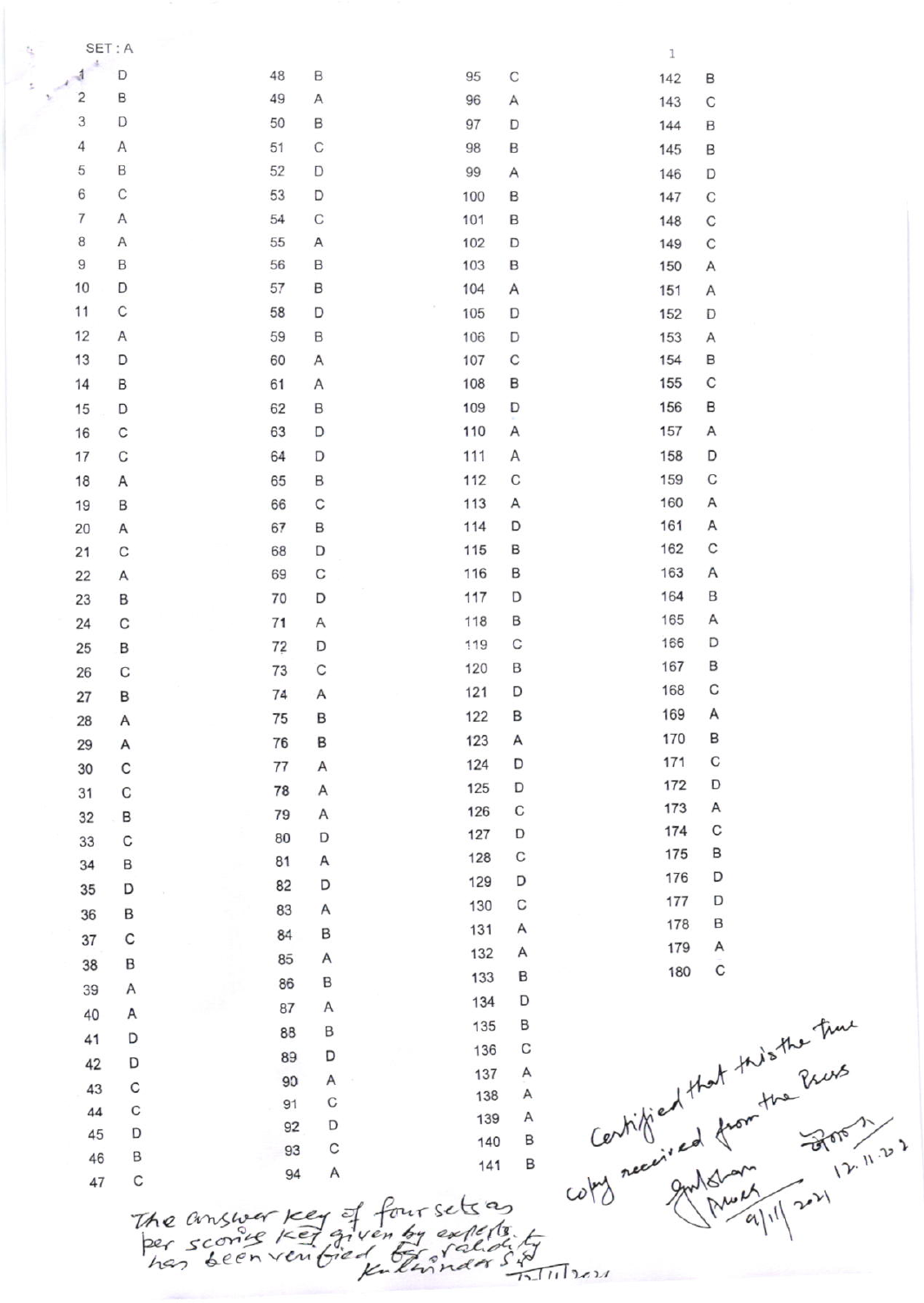SET : A

| Q | Ans | Q | Ans | Q | Ans | Q | Ans |
|---|---|---|---|---|---|---|---|
| 1 | D | 48 | B | 95 | C | 142 | B |
| 2 | B | 49 | A | 96 | A | 143 | C |
| 3 | D | 50 | B | 97 | D | 144 | B |
| 4 | A | 51 | C | 98 | B | 145 | B |
| 5 | B | 52 | D | 99 | A | 146 | D |
| 6 | C | 53 | D | 100 | B | 147 | C |
| 7 | A | 54 | C | 101 | B | 148 | C |
| 8 | A | 55 | A | 102 | D | 149 | C |
| 9 | B | 56 | B | 103 | B | 150 | A |
| 10 | D | 57 | B | 104 | A | 151 | A |
| 11 | C | 58 | D | 105 | D | 152 | D |
| 12 | A | 59 | B | 106 | D | 153 | A |
| 13 | D | 60 | A | 107 | C | 154 | B |
| 14 | B | 61 | A | 108 | B | 155 | C |
| 15 | D | 62 | B | 109 | D | 156 | B |
| 16 | C | 63 | D | 110 | A | 157 | A |
| 17 | C | 64 | D | 111 | A | 158 | D |
| 18 | A | 65 | B | 112 | C | 159 | C |
| 19 | B | 66 | C | 113 | A | 160 | A |
| 20 | A | 67 | B | 114 | D | 161 | A |
| 21 | C | 68 | D | 115 | B | 162 | C |
| 22 | A | 69 | C | 116 | B | 163 | A |
| 23 | B | 70 | D | 117 | D | 164 | B |
| 24 | C | 71 | A | 118 | B | 165 | A |
| 25 | B | 72 | D | 119 | C | 166 | D |
| 26 | C | 73 | C | 120 | B | 167 | B |
| 27 | B | 74 | A | 121 | D | 168 | C |
| 28 | A | 75 | B | 122 | B | 169 | A |
| 29 | A | 76 | B | 123 | A | 170 | B |
| 30 | C | 77 | A | 124 | D | 171 | C |
| 31 | C | 78 | A | 125 | D | 172 | D |
| 32 | B | 79 | A | 126 | C | 173 | A |
| 33 | C | 80 | D | 127 | D | 174 | C |
| 34 | B | 81 | A | 128 | C | 175 | B |
| 35 | D | 82 | D | 129 | D | 176 | D |
| 36 | B | 83 | A | 130 | C | 177 | D |
| 37 | C | 84 | B | 131 | A | 178 | B |
| 38 | B | 85 | A | 132 | A | 179 | A |
| 39 | A | 86 | B | 133 | B | 180 | C |
| 40 | A | 87 | A | 134 | D | | |
| 41 | D | 88 | B | 135 | B | | |
| 42 | D | 89 | D | 136 | C | | |
| 43 | C | 90 | A | 137 | A | | |
| 44 | C | 91 | C | 138 | A | | |
| 45 | D | 92 | D | 139 | A | | |
| 46 | B | 93 | C | 140 | B | | |
| 47 | C | 94 | A | 141 | B | | |

*Certified that this the true copy received from the Press*
*9/11/2021 12.11.2021*

*The answer key of four sets as per scoring key given by experts has been verified for validity*
*Kulwinder Singh 12/11/2021*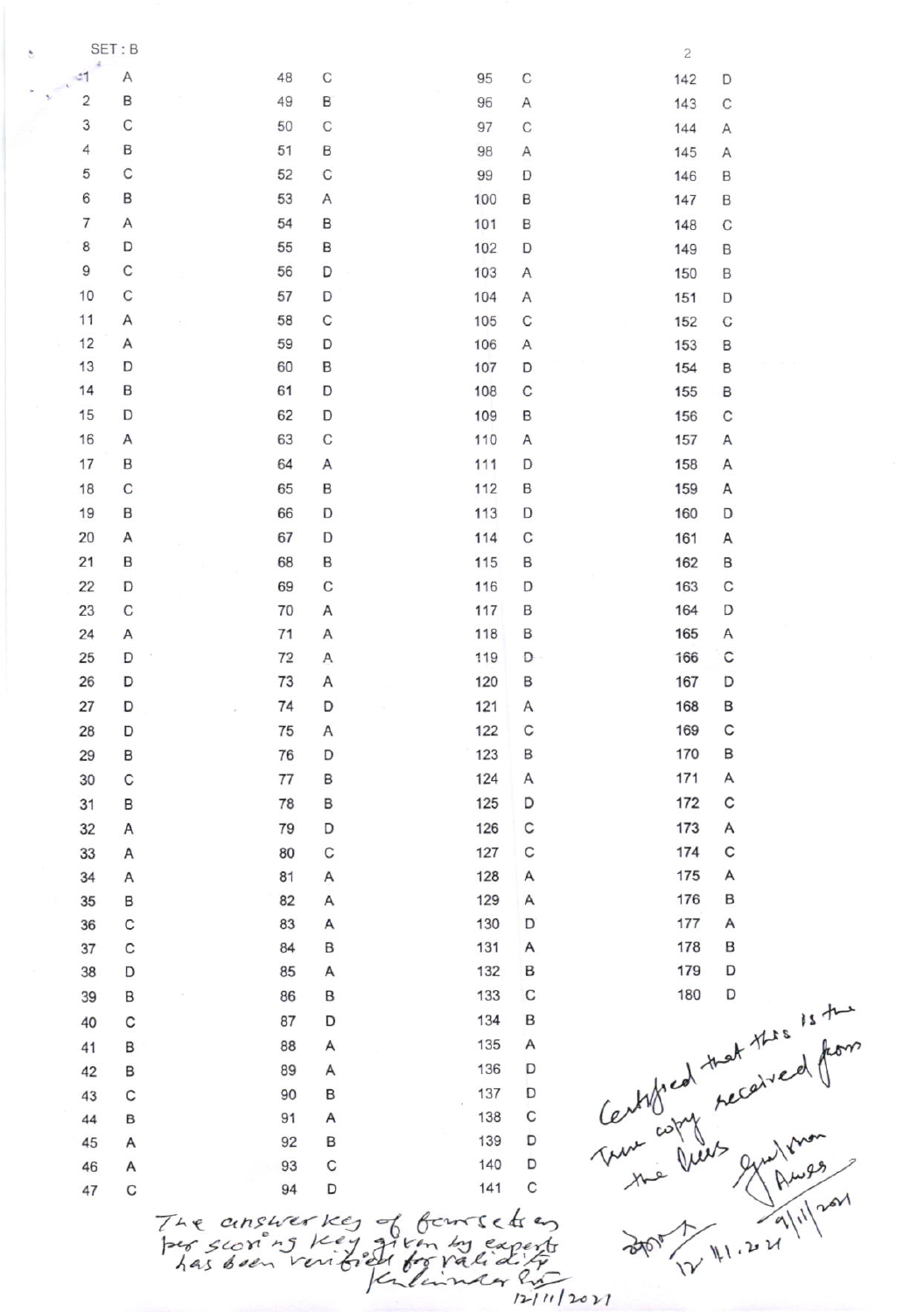SET : B

| Q | Ans | Q | Ans | Q | Ans | Q | Ans |
|---|---|---|---|---|---|---|---|
| 1 | A | 48 | C | 95 | C | 142 | D |
| 2 | B | 49 | B | 96 | A | 143 | C |
| 3 | C | 50 | C | 97 | C | 144 | A |
| 4 | B | 51 | B | 98 | A | 145 | A |
| 5 | C | 52 | C | 99 | D | 146 | B |
| 6 | B | 53 | A | 100 | B | 147 | B |
| 7 | A | 54 | B | 101 | B | 148 | C |
| 8 | D | 55 | B | 102 | D | 149 | B |
| 9 | C | 56 | D | 103 | A | 150 | B |
| 10 | C | 57 | D | 104 | A | 151 | D |
| 11 | A | 58 | C | 105 | C | 152 | C |
| 12 | A | 59 | D | 106 | A | 153 | B |
| 13 | D | 60 | B | 107 | D | 154 | B |
| 14 | B | 61 | D | 108 | C | 155 | B |
| 15 | D | 62 | D | 109 | B | 156 | C |
| 16 | A | 63 | C | 110 | A | 157 | A |
| 17 | B | 64 | A | 111 | D | 158 | A |
| 18 | C | 65 | B | 112 | B | 159 | A |
| 19 | B | 66 | D | 113 | D | 160 | D |
| 20 | A | 67 | D | 114 | C | 161 | A |
| 21 | B | 68 | B | 115 | B | 162 | B |
| 22 | D | 69 | C | 116 | D | 163 | C |
| 23 | C | 70 | A | 117 | B | 164 | D |
| 24 | A | 71 | A | 118 | B | 165 | A |
| 25 | D | 72 | A | 119 | D | 166 | C |
| 26 | D | 73 | A | 120 | B | 167 | D |
| 27 | D | 74 | D | 121 | A | 168 | B |
| 28 | D | 75 | A | 122 | C | 169 | C |
| 29 | B | 76 | D | 123 | B | 170 | B |
| 30 | C | 77 | B | 124 | A | 171 | A |
| 31 | B | 78 | B | 125 | D | 172 | C |
| 32 | A | 79 | D | 126 | C | 173 | A |
| 33 | A | 80 | C | 127 | C | 174 | C |
| 34 | A | 81 | A | 128 | A | 175 | A |
| 35 | B | 82 | A | 129 | A | 176 | B |
| 36 | C | 83 | A | 130 | D | 177 | A |
| 37 | C | 84 | B | 131 | A | 178 | B |
| 38 | D | 85 | A | 132 | B | 179 | D |
| 39 | B | 86 | B | 133 | C | 180 | D |
| 40 | C | 87 | D | 134 | B | | |
| 41 | B | 88 | A | 135 | A | | |
| 42 | B | 89 | A | 136 | D | | |
| 43 | C | 90 | B | 137 | D | | |
| 44 | B | 91 | A | 138 | C | | |
| 45 | A | 92 | B | 139 | D | | |
| 46 | A | 93 | C | 140 | D | | |
| 47 | C | 94 | D | 141 | C | | |

The answer key of four sets as per scoring key given by experts has been verified for validity
Kulwinder ...
12/11/2021

Certified that this is the True copy received from the ... 
Chairman
... 9/11/2021
12.11.2021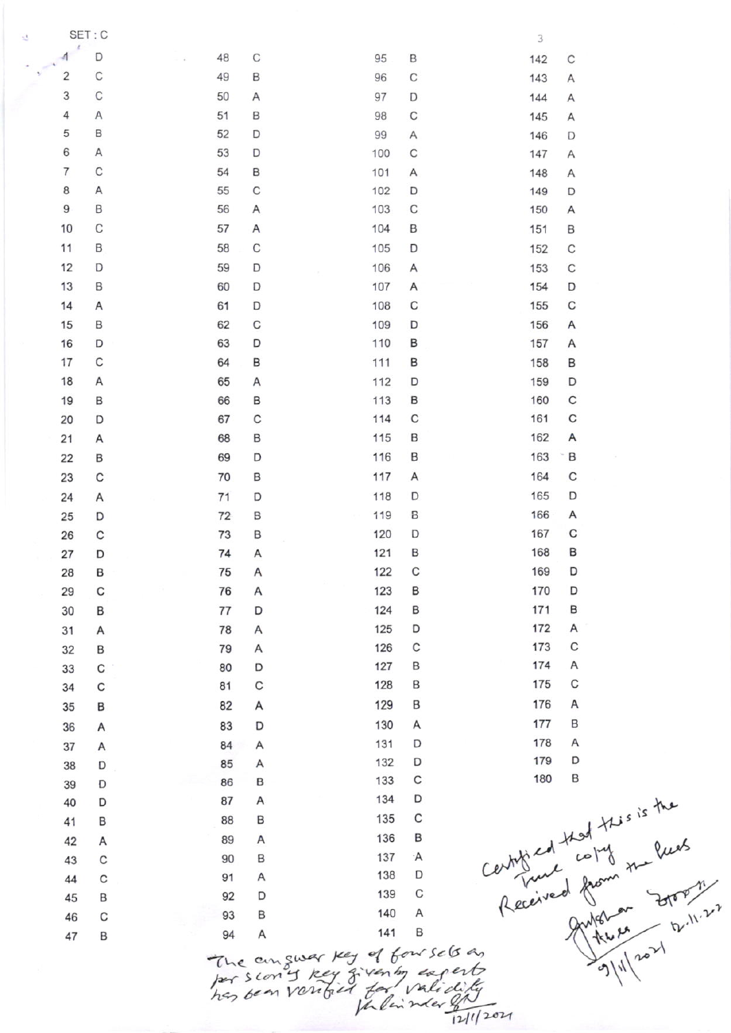SET : C

| Q | Ans | Q | Ans | Q | Ans | Q | Ans |
|---|---|---|---|---|---|---|---|
| 1 | D | 48 | C | 95 | B | 142 | C |
| 2 | C | 49 | B | 96 | C | 143 | A |
| 3 | C | 50 | A | 97 | D | 144 | A |
| 4 | A | 51 | B | 98 | C | 145 | A |
| 5 | B | 52 | D | 99 | A | 146 | D |
| 6 | A | 53 | D | 100 | C | 147 | A |
| 7 | C | 54 | B | 101 | A | 148 | A |
| 8 | A | 55 | C | 102 | D | 149 | D |
| 9 | B | 56 | A | 103 | C | 150 | A |
| 10 | C | 57 | A | 104 | B | 151 | B |
| 11 | B | 58 | C | 105 | D | 152 | C |
| 12 | D | 59 | D | 106 | A | 153 | C |
| 13 | B | 60 | D | 107 | A | 154 | D |
| 14 | A | 61 | D | 108 | C | 155 | C |
| 15 | B | 62 | C | 109 | D | 156 | A |
| 16 | D | 63 | D | 110 | B | 157 | A |
| 17 | C | 64 | B | 111 | B | 158 | B |
| 18 | A | 65 | A | 112 | D | 159 | D |
| 19 | B | 66 | B | 113 | B | 160 | C |
| 20 | D | 67 | C | 114 | C | 161 | C |
| 21 | A | 68 | B | 115 | B | 162 | A |
| 22 | B | 69 | D | 116 | B | 163 | B |
| 23 | C | 70 | B | 117 | A | 164 | C |
| 24 | A | 71 | D | 118 | D | 165 | D |
| 25 | D | 72 | B | 119 | B | 166 | A |
| 26 | C | 73 | B | 120 | D | 167 | C |
| 27 | D | 74 | A | 121 | B | 168 | B |
| 28 | B | 75 | A | 122 | C | 169 | D |
| 29 | C | 76 | A | 123 | B | 170 | D |
| 30 | B | 77 | D | 124 | B | 171 | B |
| 31 | A | 78 | A | 125 | D | 172 | A |
| 32 | B | 79 | A | 126 | C | 173 | C |
| 33 | C | 80 | D | 127 | B | 174 | A |
| 34 | C | 81 | C | 128 | B | 175 | C |
| 35 | B | 82 | A | 129 | B | 176 | A |
| 36 | A | 83 | D | 130 | A | 177 | B |
| 37 | A | 84 | A | 131 | D | 178 | A |
| 38 | D | 85 | A | 132 | D | 179 | D |
| 39 | D | 86 | B | 133 | C | 180 | B |
| 40 | D | 87 | A | 134 | D | | |
| 41 | B | 88 | B | 135 | C | | |
| 42 | A | 89 | A | 136 | B | | |
| 43 | C | 90 | B | 137 | A | | |
| 44 | C | 91 | A | 138 | D | | |
| 45 | B | 92 | D | 139 | C | | |
| 46 | C | 93 | B | 140 | A | | |
| 47 | B | 94 | A | 141 | B | | |

The answer key of four sets as per Scion's key given by experts has been verified for validity
Kulwinder
12/11/2021

Certified that this is the true copy Received from the Press
9/11/2021
12.11.21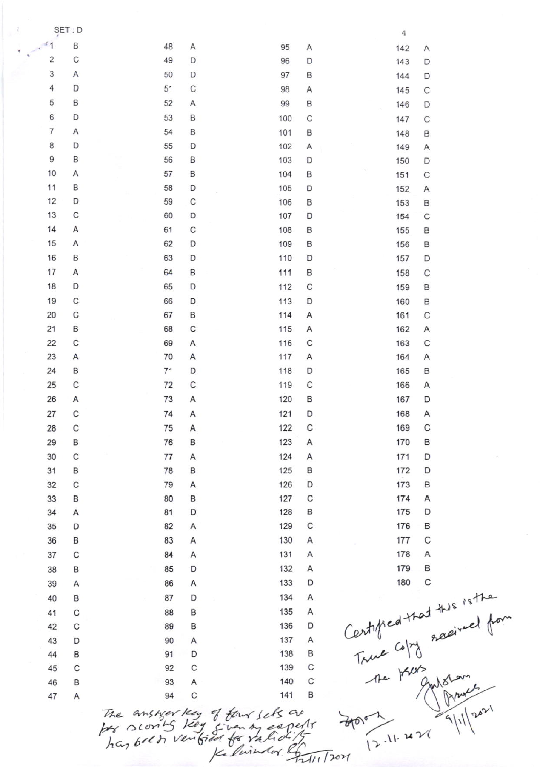SET : D

| | | | | | | | |
|---|---|---|---|---|---|---|---|
| 1 | B | 48 | A | 95 | A | 142 | A |
| 2 | C | 49 | D | 96 | D | 143 | D |
| 3 | A | 50 | D | 97 | B | 144 | D |
| 4 | D | 51 | C | 98 | A | 145 | C |
| 5 | B | 52 | A | 99 | B | 146 | D |
| 6 | D | 53 | B | 100 | C | 147 | C |
| 7 | A | 54 | B | 101 | B | 148 | B |
| 8 | D | 55 | D | 102 | A | 149 | A |
| 9 | B | 56 | B | 103 | D | 150 | D |
| 10 | A | 57 | B | 104 | B | 151 | C |
| 11 | B | 58 | D | 105 | D | 152 | A |
| 12 | D | 59 | C | 106 | B | 153 | B |
| 13 | C | 60 | D | 107 | D | 154 | C |
| 14 | A | 61 | C | 108 | B | 155 | B |
| 15 | A | 62 | D | 109 | B | 156 | B |
| 16 | B | 63 | D | 110 | D | 157 | D |
| 17 | A | 64 | B | 111 | B | 158 | C |
| 18 | D | 65 | D | 112 | C | 159 | B |
| 19 | C | 66 | D | 113 | D | 160 | B |
| 20 | C | 67 | B | 114 | A | 161 | C |
| 21 | B | 68 | C | 115 | A | 162 | A |
| 22 | C | 69 | A | 116 | C | 163 | C |
| 23 | A | 70 | A | 117 | A | 164 | A |
| 24 | B | 71 | D | 118 | D | 165 | B |
| 25 | C | 72 | C | 119 | C | 166 | A |
| 26 | A | 73 | A | 120 | B | 167 | D |
| 27 | C | 74 | A | 121 | D | 168 | A |
| 28 | C | 75 | A | 122 | C | 169 | C |
| 29 | B | 76 | B | 123 | A | 170 | B |
| 30 | C | 77 | A | 124 | A | 171 | D |
| 31 | B | 78 | B | 125 | B | 172 | D |
| 32 | C | 79 | A | 126 | D | 173 | B |
| 33 | B | 80 | B | 127 | C | 174 | A |
| 34 | A | 81 | D | 128 | B | 175 | D |
| 35 | D | 82 | A | 129 | C | 176 | B |
| 36 | B | 83 | A | 130 | A | 177 | C |
| 37 | C | 84 | A | 131 | A | 178 | A |
| 38 | B | 85 | D | 132 | A | 179 | B |
| 39 | A | 86 | A | 133 | D | 180 | C |
| 40 | B | 87 | D | 134 | A | | |
| 41 | C | 88 | B | 135 | A | | |
| 42 | C | 89 | B | 136 | D | | |
| 43 | D | 90 | A | 137 | A | | |
| 44 | B | 91 | D | 138 | B | | |
| 45 | C | 92 | C | 139 | C | | |
| 46 | B | 93 | A | 140 | C | | |
| 47 | A | 94 | C | 141 | B | | |

Certified that this is the True Copy received from the Press

9/11/2021

12.11.2021

The answer key of four sets as per scoring key given by experts has been verified for validity

12/11/2021